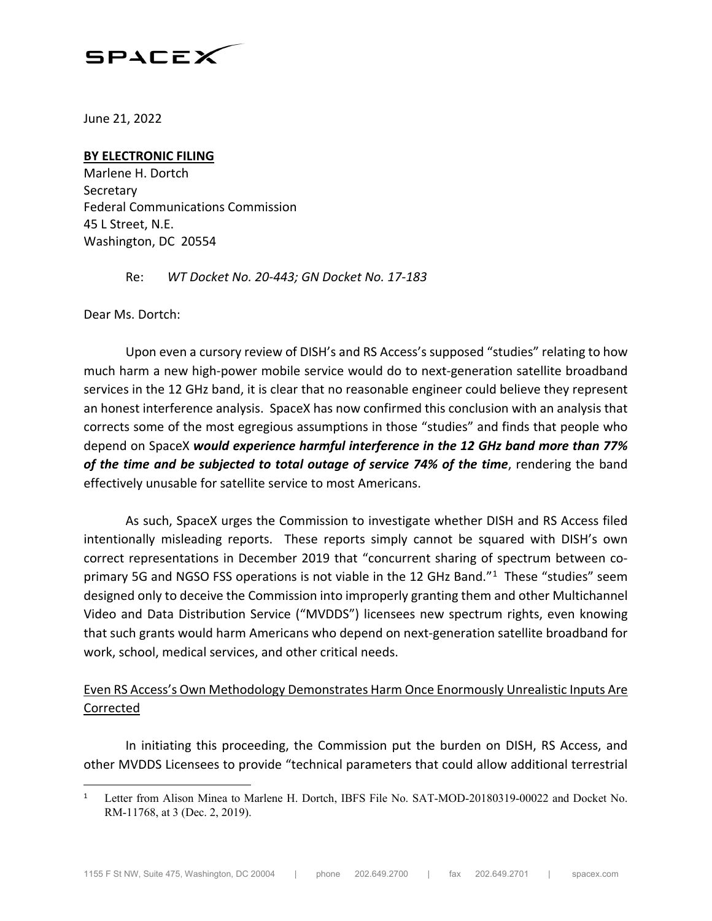SPACEX

June 21, 2022

**BY ELECTRONIC FILING**
Marlene H. Dortch
Secretary
Federal Communications Commission
45 L Street, N.E.
Washington, DC 20554

Re: *WT Docket No. 20-443; GN Docket No. 17-183*

Dear Ms. Dortch:

Upon even a cursory review of DISH's and RS Access's supposed "studies" relating to how much harm a new high-power mobile service would do to next-generation satellite broadband services in the 12 GHz band, it is clear that no reasonable engineer could believe they represent an honest interference analysis. SpaceX has now confirmed this conclusion with an analysis that corrects some of the most egregious assumptions in those "studies" and finds that people who depend on SpaceX ***would experience harmful interference in the 12 GHz band more than 77% of the time and be subjected to total outage of service 74% of the time***, rendering the band effectively unusable for satellite service to most Americans.

As such, SpaceX urges the Commission to investigate whether DISH and RS Access filed intentionally misleading reports. These reports simply cannot be squared with DISH's own correct representations in December 2019 that "concurrent sharing of spectrum between co-primary 5G and NGSO FSS operations is not viable in the 12 GHz Band."[1] These "studies" seem designed only to deceive the Commission into improperly granting them and other Multichannel Video and Data Distribution Service ("MVDDS") licensees new spectrum rights, even knowing that such grants would harm Americans who depend on next-generation satellite broadband for work, school, medical services, and other critical needs.

<u>Even RS Access's Own Methodology Demonstrates Harm Once Enormously Unrealistic Inputs Are Corrected</u>

In initiating this proceeding, the Commission put the burden on DISH, RS Access, and other MVDDS Licensees to provide "technical parameters that could allow additional terrestrial

[1] Letter from Alison Minea to Marlene H. Dortch, IBFS File No. SAT-MOD-20180319-00022 and Docket No. RM-11768, at 3 (Dec. 2, 2019).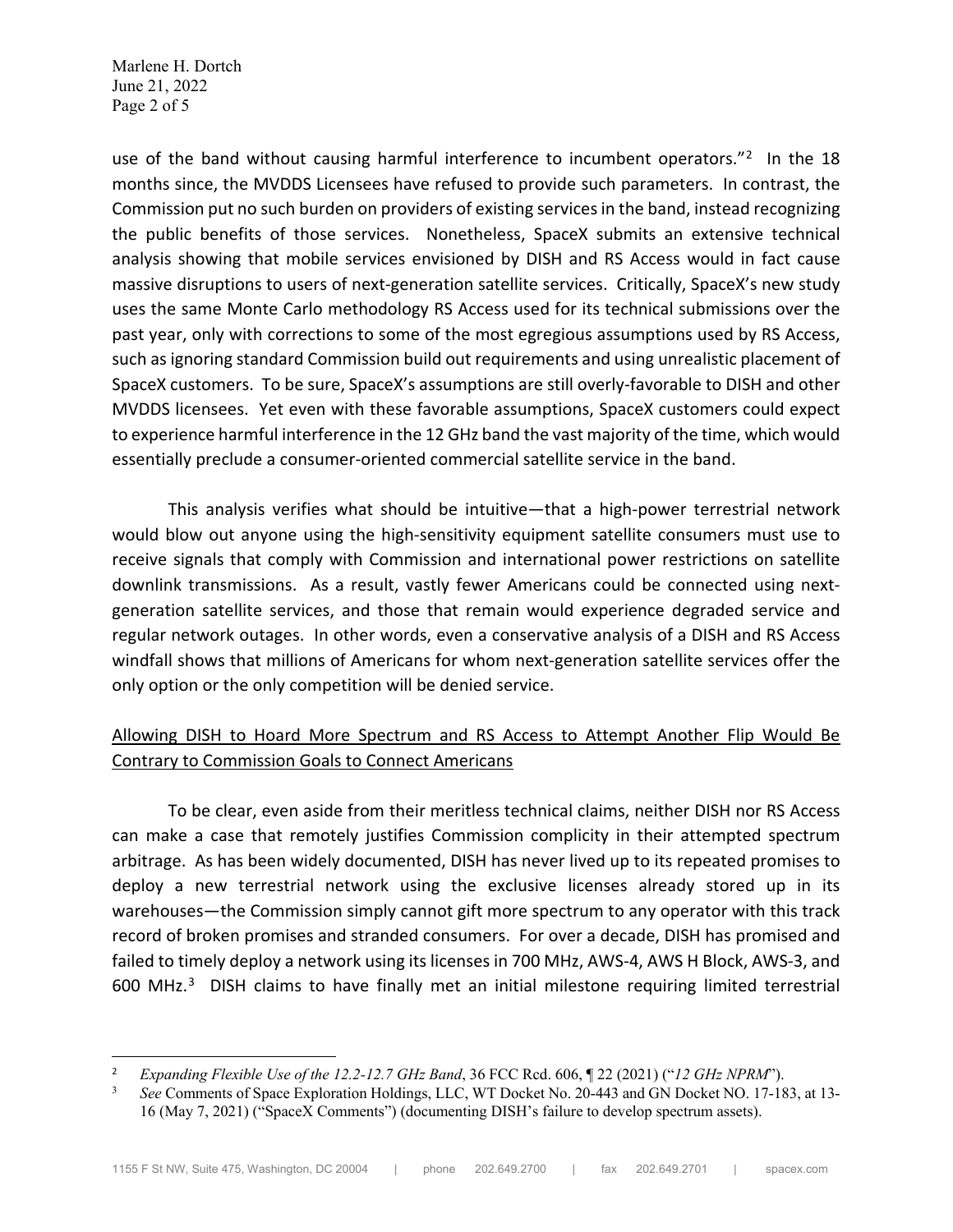use of the band without causing harmful interference to incumbent operators."[2] In the 18 months since, the MVDDS Licensees have refused to provide such parameters. In contrast, the Commission put no such burden on providers of existing services in the band, instead recognizing the public benefits of those services. Nonetheless, SpaceX submits an extensive technical analysis showing that mobile services envisioned by DISH and RS Access would in fact cause massive disruptions to users of next-generation satellite services. Critically, SpaceX's new study uses the same Monte Carlo methodology RS Access used for its technical submissions over the past year, only with corrections to some of the most egregious assumptions used by RS Access, such as ignoring standard Commission build out requirements and using unrealistic placement of SpaceX customers. To be sure, SpaceX's assumptions are still overly-favorable to DISH and other MVDDS licensees. Yet even with these favorable assumptions, SpaceX customers could expect to experience harmful interference in the 12 GHz band the vast majority of the time, which would essentially preclude a consumer-oriented commercial satellite service in the band.

This analysis verifies what should be intuitive—that a high-power terrestrial network would blow out anyone using the high-sensitivity equipment satellite consumers must use to receive signals that comply with Commission and international power restrictions on satellite downlink transmissions. As a result, vastly fewer Americans could be connected using next-generation satellite services, and those that remain would experience degraded service and regular network outages. In other words, even a conservative analysis of a DISH and RS Access windfall shows that millions of Americans for whom next-generation satellite services offer the only option or the only competition will be denied service.

<u>Allowing DISH to Hoard More Spectrum and RS Access to Attempt Another Flip Would Be Contrary to Commission Goals to Connect Americans</u>

To be clear, even aside from their meritless technical claims, neither DISH nor RS Access can make a case that remotely justifies Commission complicity in their attempted spectrum arbitrage. As has been widely documented, DISH has never lived up to its repeated promises to deploy a new terrestrial network using the exclusive licenses already stored up in its warehouses—the Commission simply cannot gift more spectrum to any operator with this track record of broken promises and stranded consumers. For over a decade, DISH has promised and failed to timely deploy a network using its licenses in 700 MHz, AWS-4, AWS H Block, AWS-3, and 600 MHz.[3] DISH claims to have finally met an initial milestone requiring limited terrestrial

---

[2] *Expanding Flexible Use of the 12.2-12.7 GHz Band*, 36 FCC Rcd. 606, ¶ 22 (2021) ("*12 GHz NPRM*").

[3] *See* Comments of Space Exploration Holdings, LLC, WT Docket No. 20-443 and GN Docket NO. 17-183, at 13-16 (May 7, 2021) ("SpaceX Comments") (documenting DISH's failure to develop spectrum assets).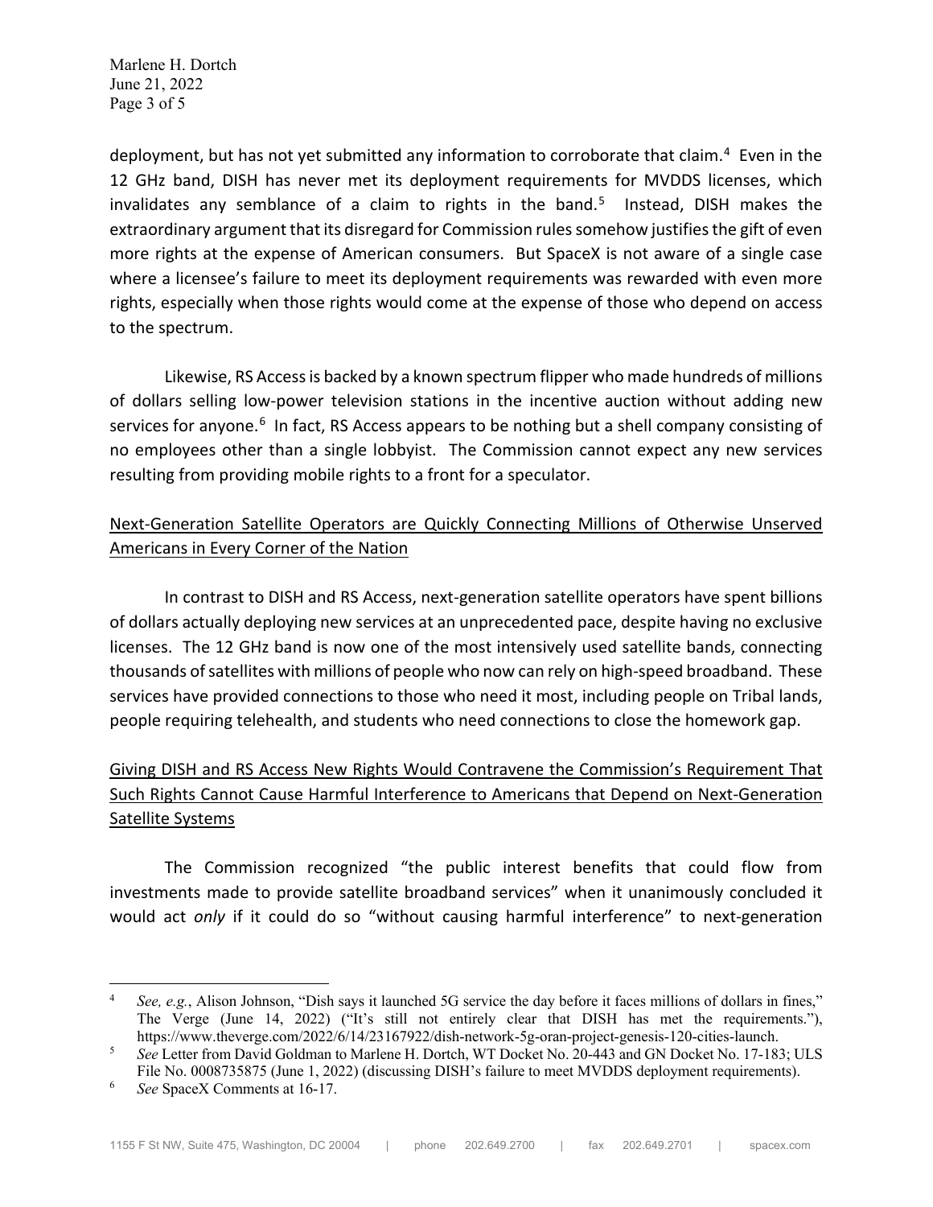deployment, but has not yet submitted any information to corroborate that claim.[4] Even in the 12 GHz band, DISH has never met its deployment requirements for MVDDS licenses, which invalidates any semblance of a claim to rights in the band.[5] Instead, DISH makes the extraordinary argument that its disregard for Commission rules somehow justifies the gift of even more rights at the expense of American consumers. But SpaceX is not aware of a single case where a licensee's failure to meet its deployment requirements was rewarded with even more rights, especially when those rights would come at the expense of those who depend on access to the spectrum.

Likewise, RS Access is backed by a known spectrum flipper who made hundreds of millions of dollars selling low-power television stations in the incentive auction without adding new services for anyone.[6] In fact, RS Access appears to be nothing but a shell company consisting of no employees other than a single lobbyist. The Commission cannot expect any new services resulting from providing mobile rights to a front for a speculator.

<u>Next-Generation Satellite Operators are Quickly Connecting Millions of Otherwise Unserved Americans in Every Corner of the Nation</u>

In contrast to DISH and RS Access, next-generation satellite operators have spent billions of dollars actually deploying new services at an unprecedented pace, despite having no exclusive licenses. The 12 GHz band is now one of the most intensively used satellite bands, connecting thousands of satellites with millions of people who now can rely on high-speed broadband. These services have provided connections to those who need it most, including people on Tribal lands, people requiring telehealth, and students who need connections to close the homework gap.

<u>Giving DISH and RS Access New Rights Would Contravene the Commission's Requirement That Such Rights Cannot Cause Harmful Interference to Americans that Depend on Next-Generation Satellite Systems</u>

The Commission recognized "the public interest benefits that could flow from investments made to provide satellite broadband services" when it unanimously concluded it would act *only* if it could do so "without causing harmful interference" to next-generation

---

[4] *See, e.g.*, Alison Johnson, "Dish says it launched 5G service the day before it faces millions of dollars in fines," The Verge (June 14, 2022) ("It's still not entirely clear that DISH has met the requirements."), https://www.theverge.com/2022/6/14/23167922/dish-network-5g-oran-project-genesis-120-cities-launch.

[5] *See* Letter from David Goldman to Marlene H. Dortch, WT Docket No. 20-443 and GN Docket No. 17-183; ULS File No. 0008735875 (June 1, 2022) (discussing DISH's failure to meet MVDDS deployment requirements).

[6] *See* SpaceX Comments at 16-17.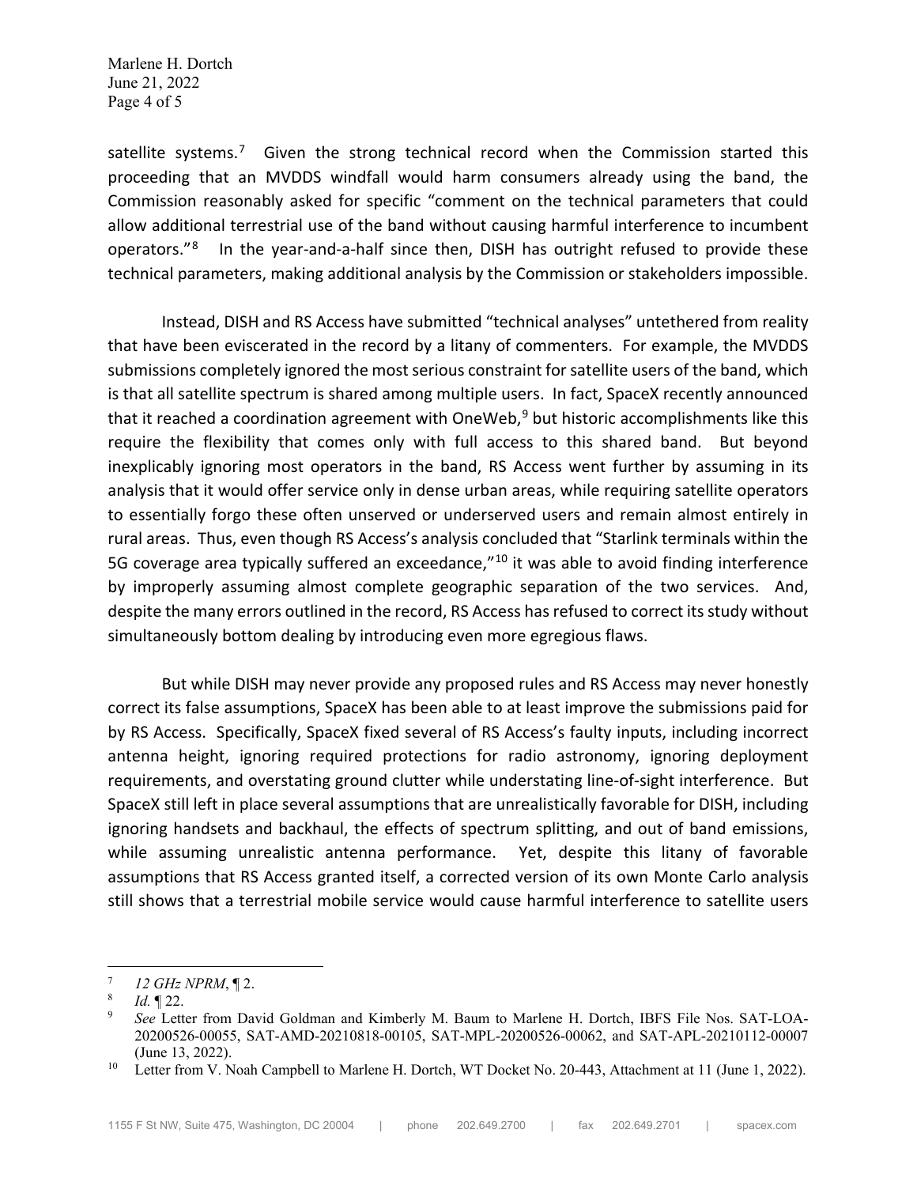satellite systems.[7] Given the strong technical record when the Commission started this proceeding that an MVDDS windfall would harm consumers already using the band, the Commission reasonably asked for specific "comment on the technical parameters that could allow additional terrestrial use of the band without causing harmful interference to incumbent operators."[8] In the year-and-a-half since then, DISH has outright refused to provide these technical parameters, making additional analysis by the Commission or stakeholders impossible.

Instead, DISH and RS Access have submitted "technical analyses" untethered from reality that have been eviscerated in the record by a litany of commenters. For example, the MVDDS submissions completely ignored the most serious constraint for satellite users of the band, which is that all satellite spectrum is shared among multiple users. In fact, SpaceX recently announced that it reached a coordination agreement with OneWeb,[9] but historic accomplishments like this require the flexibility that comes only with full access to this shared band. But beyond inexplicably ignoring most operators in the band, RS Access went further by assuming in its analysis that it would offer service only in dense urban areas, while requiring satellite operators to essentially forgo these often unserved or underserved users and remain almost entirely in rural areas. Thus, even though RS Access's analysis concluded that "Starlink terminals within the 5G coverage area typically suffered an exceedance,"[10] it was able to avoid finding interference by improperly assuming almost complete geographic separation of the two services. And, despite the many errors outlined in the record, RS Access has refused to correct its study without simultaneously bottom dealing by introducing even more egregious flaws.

But while DISH may never provide any proposed rules and RS Access may never honestly correct its false assumptions, SpaceX has been able to at least improve the submissions paid for by RS Access. Specifically, SpaceX fixed several of RS Access's faulty inputs, including incorrect antenna height, ignoring required protections for radio astronomy, ignoring deployment requirements, and overstating ground clutter while understating line-of-sight interference. But SpaceX still left in place several assumptions that are unrealistically favorable for DISH, including ignoring handsets and backhaul, the effects of spectrum splitting, and out of band emissions, while assuming unrealistic antenna performance. Yet, despite this litany of favorable assumptions that RS Access granted itself, a corrected version of its own Monte Carlo analysis still shows that a terrestrial mobile service would cause harmful interference to satellite users

---

[7] *12 GHz NPRM*, ¶ 2.

[8] *Id.* ¶ 22.

[9] *See* Letter from David Goldman and Kimberly M. Baum to Marlene H. Dortch, IBFS File Nos. SAT-LOA-20200526-00055, SAT-AMD-20210818-00105, SAT-MPL-20200526-00062, and SAT-APL-20210112-00007 (June 13, 2022).

[10] Letter from V. Noah Campbell to Marlene H. Dortch, WT Docket No. 20-443, Attachment at 11 (June 1, 2022).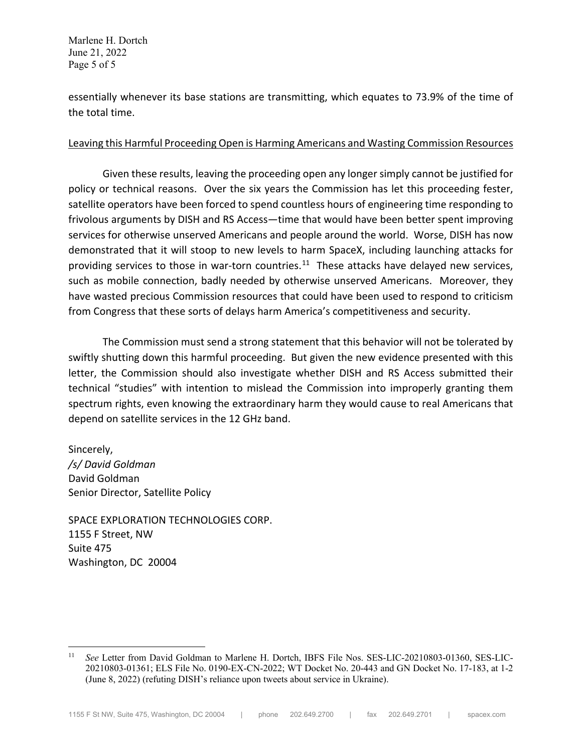essentially whenever its base stations are transmitting, which equates to 73.9% of the time of the total time.

<u>Leaving this Harmful Proceeding Open is Harming Americans and Wasting Commission Resources</u>

Given these results, leaving the proceeding open any longer simply cannot be justified for policy or technical reasons. Over the six years the Commission has let this proceeding fester, satellite operators have been forced to spend countless hours of engineering time responding to frivolous arguments by DISH and RS Access—time that would have been better spent improving services for otherwise unserved Americans and people around the world. Worse, DISH has now demonstrated that it will stoop to new levels to harm SpaceX, including launching attacks for providing services to those in war-torn countries.[11] These attacks have delayed new services, such as mobile connection, badly needed by otherwise unserved Americans. Moreover, they have wasted precious Commission resources that could have been used to respond to criticism from Congress that these sorts of delays harm America's competitiveness and security.

The Commission must send a strong statement that this behavior will not be tolerated by swiftly shutting down this harmful proceeding. But given the new evidence presented with this letter, the Commission should also investigate whether DISH and RS Access submitted their technical "studies" with intention to mislead the Commission into improperly granting them spectrum rights, even knowing the extraordinary harm they would cause to real Americans that depend on satellite services in the 12 GHz band.

Sincerely,
*/s/ David Goldman*
David Goldman
Senior Director, Satellite Policy

SPACE EXPLORATION TECHNOLOGIES CORP.
1155 F Street, NW
Suite 475
Washington, DC 20004

---

[11] *See* Letter from David Goldman to Marlene H. Dortch, IBFS File Nos. SES-LIC-20210803-01360, SES-LIC-20210803-01361; ELS File No. 0190-EX-CN-2022; WT Docket No. 20-443 and GN Docket No. 17-183, at 1-2 (June 8, 2022) (refuting DISH's reliance upon tweets about service in Ukraine).